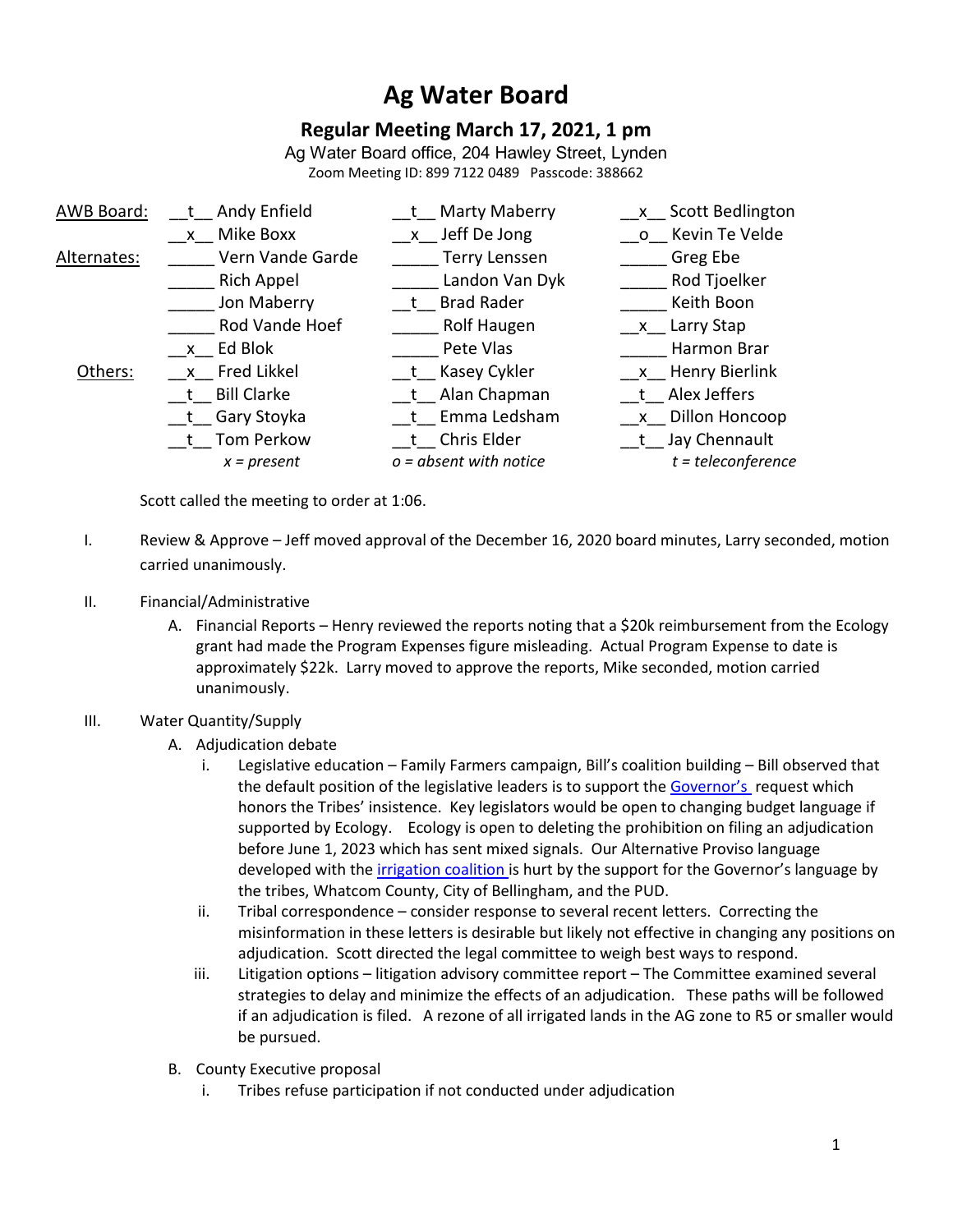# Ag Water Board

## Regular Meeting March 17, 2021, 1 pm

Ag Water Board office, 204 Hawley Street, Lynden

Zoom Meeting ID: 899 7122 0489 Passcode: 388662

| | | | |
|---|---|---|---|
| AWB Board: | __t__ Andy Enfield | __t__ Marty Maberry | __x__ Scott Bedlington |
| | __x__ Mike Boxx | __x__ Jeff De Jong | __o__ Kevin Te Velde |
| Alternates: | _____ Vern Vande Garde | _____ Terry Lenssen | _____ Greg Ebe |
| | _____ Rich Appel | _____ Landon Van Dyk | _____ Rod Tjoelker |
| | _____ Jon Maberry | __t__ Brad Rader | _____ Keith Boon |
| | _____ Rod Vande Hoef | _____ Rolf Haugen | __x__ Larry Stap |
| | __x__ Ed Blok | _____ Pete Vlas | _____ Harmon Brar |
| Others: | __x__ Fred Likkel | __t__ Kasey Cykler | __x__ Henry Bierlink |
| | __t__ Bill Clarke | __t__ Alan Chapman | __t__ Alex Jeffers |
| | __t__ Gary Stoyka | __t__ Emma Ledsham | __x__ Dillon Honcoop |
| | __t__ Tom Perkow | __t__ Chris Elder | __t__ Jay Chennault |
| | *x = present* | *o = absent with notice* | *t = teleconference* |

Scott called the meeting to order at 1:06.

I. Review & Approve – Jeff moved approval of the December 16, 2020 board minutes, Larry seconded, motion carried unanimously.

II. Financial/Administrative

A. Financial Reports – Henry reviewed the reports noting that a $20k reimbursement from the Ecology grant had made the Program Expenses figure misleading. Actual Program Expense to date is approximately $22k. Larry moved to approve the reports, Mike seconded, motion carried unanimously.

III. Water Quantity/Supply

A. Adjudication debate

i. Legislative education – Family Farmers campaign, Bill's coalition building – Bill observed that the default position of the legislative leaders is to support the Governor's request which honors the Tribes' insistence. Key legislators would be open to changing budget language if supported by Ecology. Ecology is open to deleting the prohibition on filing an adjudication before June 1, 2023 which has sent mixed signals. Our Alternative Proviso language developed with the irrigation coalition is hurt by the support for the Governor's language by the tribes, Whatcom County, City of Bellingham, and the PUD.

ii. Tribal correspondence – consider response to several recent letters. Correcting the misinformation in these letters is desirable but likely not effective in changing any positions on adjudication. Scott directed the legal committee to weigh best ways to respond.

iii. Litigation options – litigation advisory committee report – The Committee examined several strategies to delay and minimize the effects of an adjudication. These paths will be followed if an adjudication is filed. A rezone of all irrigated lands in the AG zone to R5 or smaller would be pursued.

B. County Executive proposal

i. Tribes refuse participation if not conducted under adjudication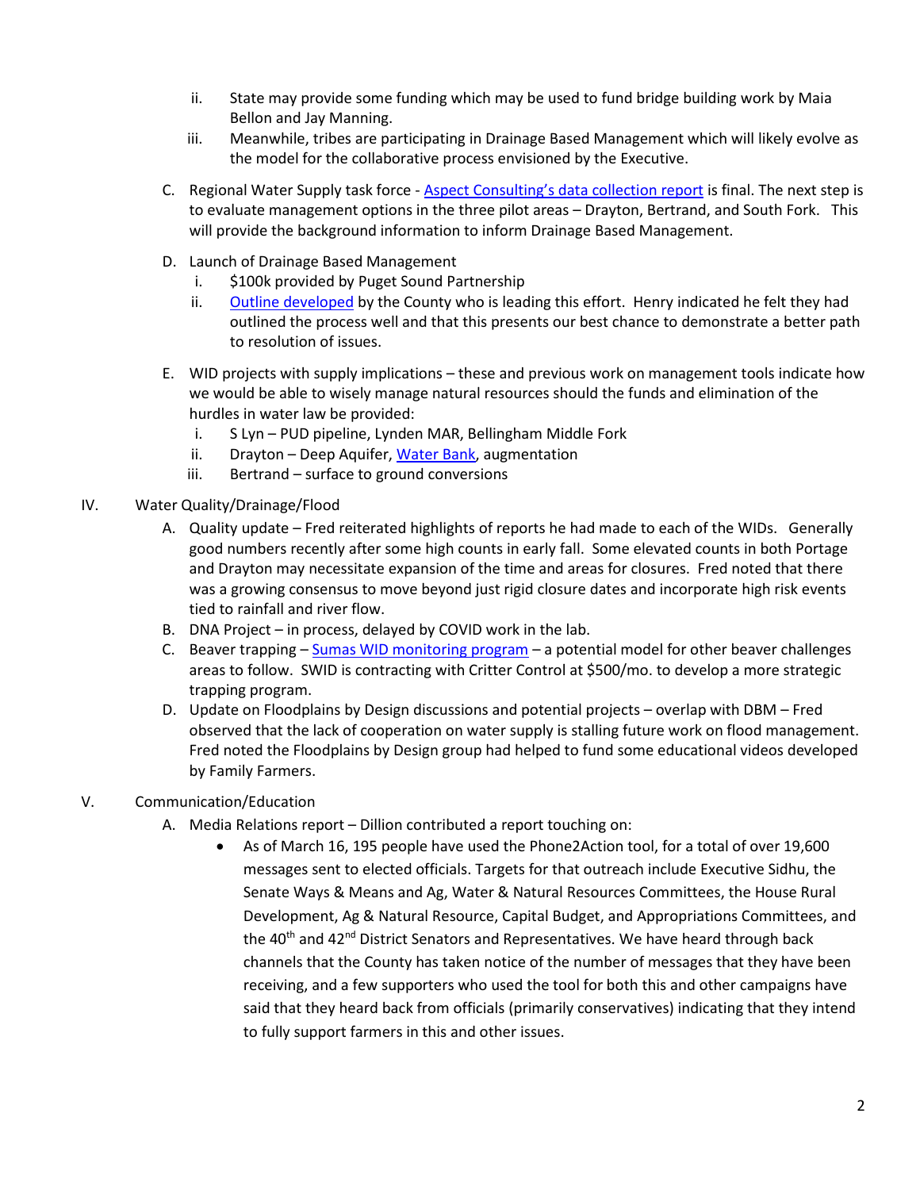ii. State may provide some funding which may be used to fund bridge building work by Maia Bellon and Jay Manning.

   iii. Meanwhile, tribes are participating in Drainage Based Management which will likely evolve as the model for the collaborative process envisioned by the Executive.

C. Regional Water Supply task force - Aspect Consulting's data collection report is final. The next step is to evaluate management options in the three pilot areas – Drayton, Bertrand, and South Fork. This will provide the background information to inform Drainage Based Management.

D. Launch of Drainage Based Management
   i. $100k provided by Puget Sound Partnership
   ii. Outline developed by the County who is leading this effort. Henry indicated he felt they had outlined the process well and that this presents our best chance to demonstrate a better path to resolution of issues.

E. WID projects with supply implications – these and previous work on management tools indicate how we would be able to wisely manage natural resources should the funds and elimination of the hurdles in water law be provided:
   i. S Lyn – PUD pipeline, Lynden MAR, Bellingham Middle Fork
   ii. Drayton – Deep Aquifer, Water Bank, augmentation
   iii. Bertrand – surface to ground conversions

IV. Water Quality/Drainage/Flood

A. Quality update – Fred reiterated highlights of reports he had made to each of the WIDs. Generally good numbers recently after some high counts in early fall. Some elevated counts in both Portage and Drayton may necessitate expansion of the time and areas for closures. Fred noted that there was a growing consensus to move beyond just rigid closure dates and incorporate high risk events tied to rainfall and river flow.

B. DNA Project – in process, delayed by COVID work in the lab.

C. Beaver trapping – Sumas WID monitoring program – a potential model for other beaver challenges areas to follow. SWID is contracting with Critter Control at $500/mo. to develop a more strategic trapping program.

D. Update on Floodplains by Design discussions and potential projects – overlap with DBM – Fred observed that the lack of cooperation on water supply is stalling future work on flood management. Fred noted the Floodplains by Design group had helped to fund some educational videos developed by Family Farmers.

V. Communication/Education

A. Media Relations report – Dillion contributed a report touching on:
   - As of March 16, 195 people have used the Phone2Action tool, for a total of over 19,600 messages sent to elected officials. Targets for that outreach include Executive Sidhu, the Senate Ways & Means and Ag, Water & Natural Resources Committees, the House Rural Development, Ag & Natural Resource, Capital Budget, and Appropriations Committees, and the 40th and 42nd District Senators and Representatives. We have heard through back channels that the County has taken notice of the number of messages that they have been receiving, and a few supporters who used the tool for both this and other campaigns have said that they heard back from officials (primarily conservatives) indicating that they intend to fully support farmers in this and other issues.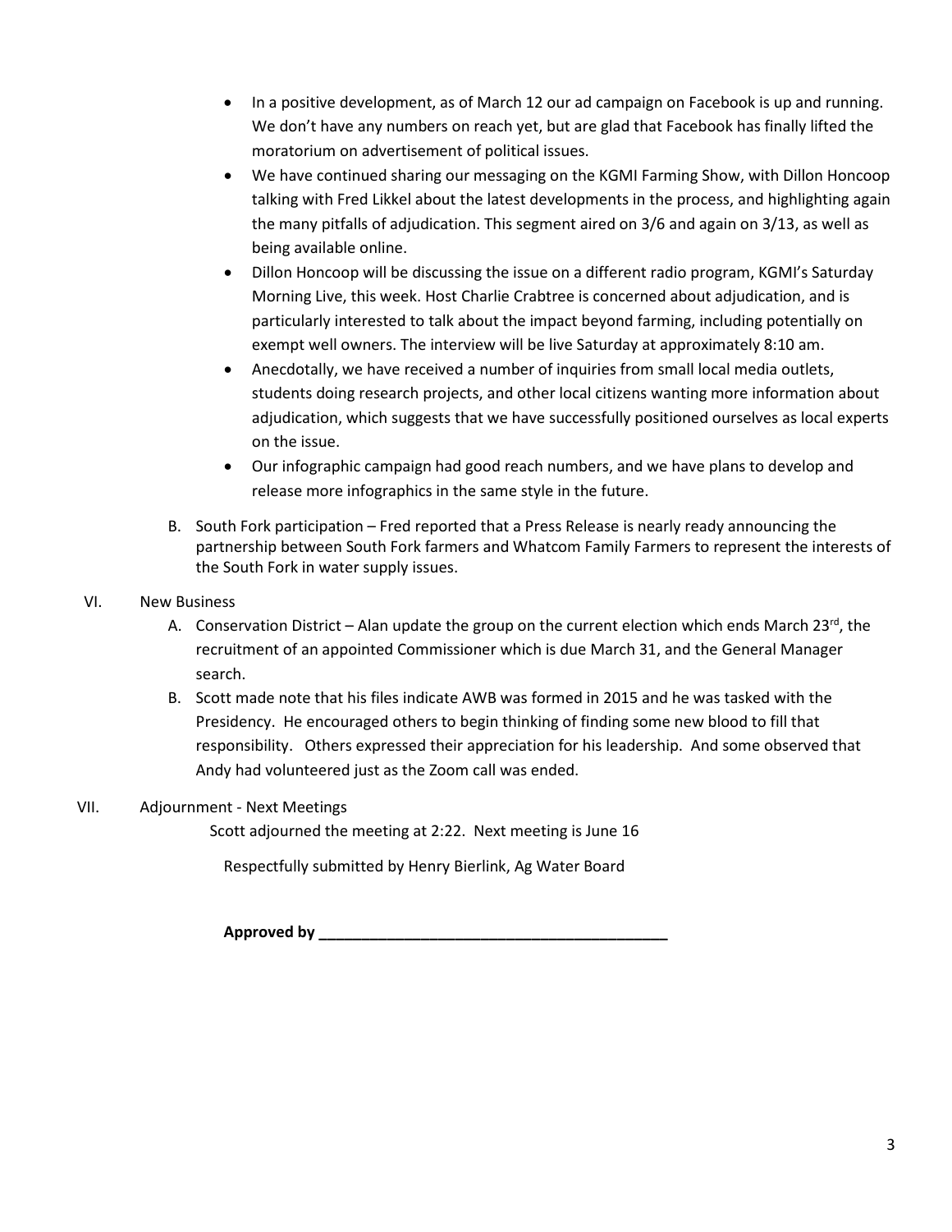- In a positive development, as of March 12 our ad campaign on Facebook is up and running. We don't have any numbers on reach yet, but are glad that Facebook has finally lifted the moratorium on advertisement of political issues.
- We have continued sharing our messaging on the KGMI Farming Show, with Dillon Honcoop talking with Fred Likkel about the latest developments in the process, and highlighting again the many pitfalls of adjudication. This segment aired on 3/6 and again on 3/13, as well as being available online.
- Dillon Honcoop will be discussing the issue on a different radio program, KGMI's Saturday Morning Live, this week. Host Charlie Crabtree is concerned about adjudication, and is particularly interested to talk about the impact beyond farming, including potentially on exempt well owners. The interview will be live Saturday at approximately 8:10 am.
- Anecdotally, we have received a number of inquiries from small local media outlets, students doing research projects, and other local citizens wanting more information about adjudication, which suggests that we have successfully positioned ourselves as local experts on the issue.
- Our infographic campaign had good reach numbers, and we have plans to develop and release more infographics in the same style in the future.

B. South Fork participation – Fred reported that a Press Release is nearly ready announcing the partnership between South Fork farmers and Whatcom Family Farmers to represent the interests of the South Fork in water supply issues.

VI. New Business

A. Conservation District – Alan update the group on the current election which ends March 23rd, the recruitment of an appointed Commissioner which is due March 31, and the General Manager search.

B. Scott made note that his files indicate AWB was formed in 2015 and he was tasked with the Presidency. He encouraged others to begin thinking of finding some new blood to fill that responsibility. Others expressed their appreciation for his leadership. And some observed that Andy had volunteered just as the Zoom call was ended.

VII. Adjournment - Next Meetings

Scott adjourned the meeting at 2:22. Next meeting is June 16

Respectfully submitted by Henry Bierlink, Ag Water Board

**Approved by \_\_\_\_\_\_\_\_\_\_\_\_\_\_\_\_\_\_\_\_\_\_\_\_\_\_\_\_\_\_\_\_\_\_\_\_\_\_\_\_\_**